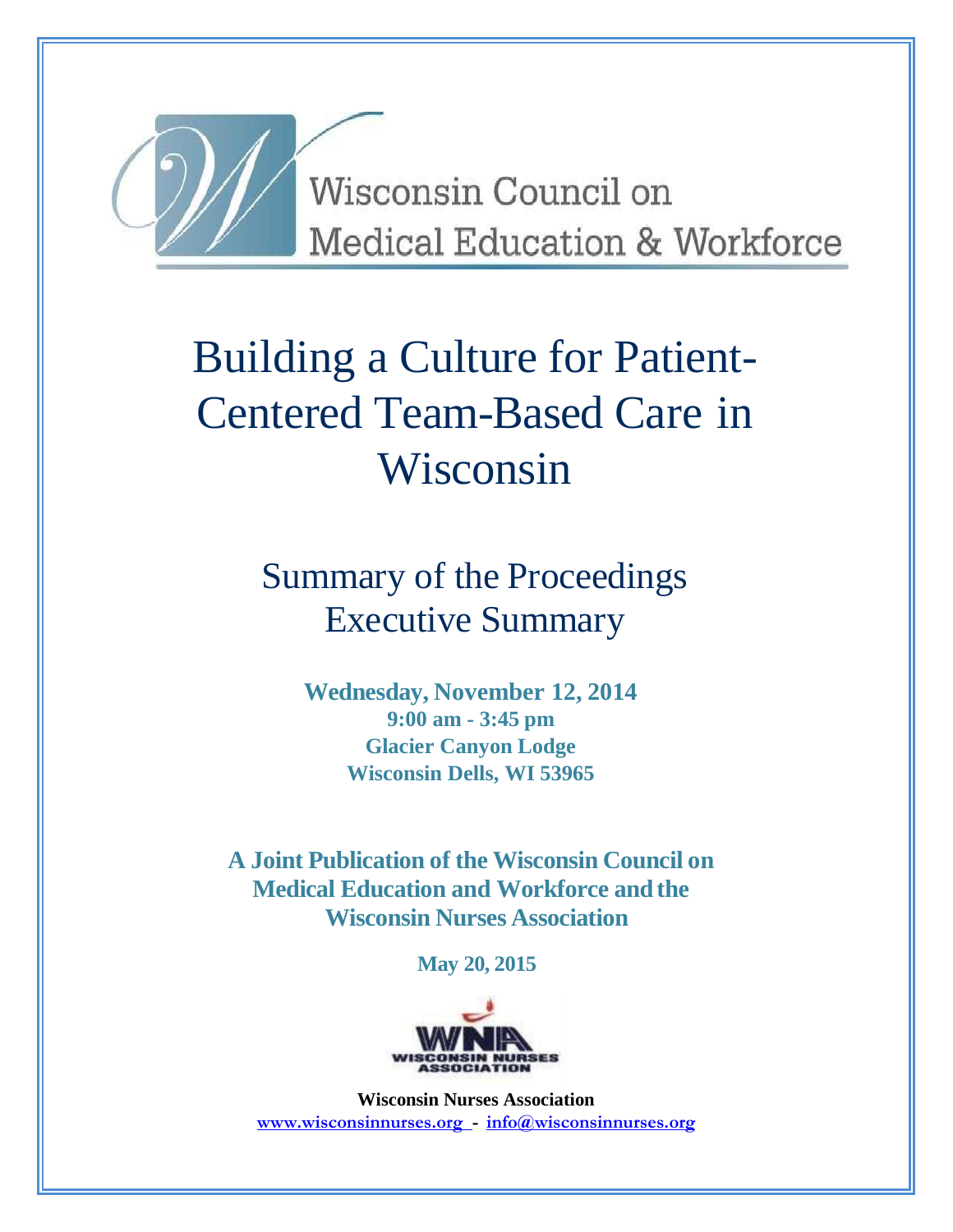Wisconsin Council on
Medical Education & Workforce

# Building a Culture for Patient-Centered Team-Based Care in Wisconsin

## Summary of the Proceedings
## Executive Summary

**Wednesday, November 12, 2014**
**9:00 am - 3:45 pm**
**Glacier Canyon Lodge**
**Wisconsin Dells, WI 53965**

**A Joint Publication of the Wisconsin Council on Medical Education and Workforce and the Wisconsin Nurses Association**

**May 20, 2015**

WNA
WISCONSIN NURSES ASSOCIATION

**Wisconsin Nurses Association**
**www.wisconsinnurses.org - info@wisconsinnurses.org**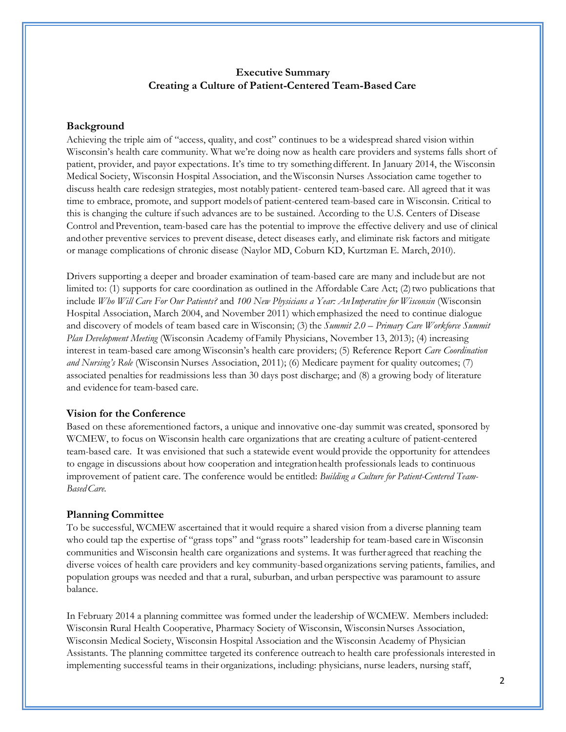## Executive Summary
## Creating a Culture of Patient-Centered Team-Based Care

### Background

Achieving the triple aim of "access, quality, and cost" continues to be a widespread shared vision within Wisconsin's health care community. What we're doing now as health care providers and systems falls short of patient, provider, and payor expectations. It's time to try something different. In January 2014, the Wisconsin Medical Society, Wisconsin Hospital Association, and the Wisconsin Nurses Association came together to discuss health care redesign strategies, most notably patient- centered team-based care. All agreed that it was time to embrace, promote, and support models of patient-centered team-based care in Wisconsin. Critical to this is changing the culture if such advances are to be sustained. According to the U.S. Centers of Disease Control and Prevention, team-based care has the potential to improve the effective delivery and use of clinical and other preventive services to prevent disease, detect diseases early, and eliminate risk factors and mitigate or manage complications of chronic disease (Naylor MD, Coburn KD, Kurtzman E. March, 2010).

Drivers supporting a deeper and broader examination of team-based care are many and include but are not limited to: (1) supports for care coordination as outlined in the Affordable Care Act; (2) two publications that include *Who Will Care For Our Patients?* and *100 New Physicians a Year: An Imperative for Wisconsin* (Wisconsin Hospital Association, March 2004, and November 2011) which emphasized the need to continue dialogue and discovery of models of team based care in Wisconsin; (3) the *Summit 2.0 – Primary Care Workforce Summit Plan Development Meeting* (Wisconsin Academy of Family Physicians, November 13, 2013); (4) increasing interest in team-based care among Wisconsin's health care providers; (5) Reference Report *Care Coordination and Nursing's Role* (Wisconsin Nurses Association, 2011); (6) Medicare payment for quality outcomes; (7) associated penalties for readmissions less than 30 days post discharge; and (8) a growing body of literature and evidence for team-based care.

### Vision for the Conference

Based on these aforementioned factors, a unique and innovative one-day summit was created, sponsored by WCMEW, to focus on Wisconsin health care organizations that are creating a culture of patient-centered team-based care. It was envisioned that such a statewide event would provide the opportunity for attendees to engage in discussions about how cooperation and integration health professionals leads to continuous improvement of patient care. The conference would be entitled: *Building a Culture for Patient-Centered Team-Based Care.*

### Planning Committee

To be successful, WCMEW ascertained that it would require a shared vision from a diverse planning team who could tap the expertise of "grass tops" and "grass roots" leadership for team-based care in Wisconsin communities and Wisconsin health care organizations and systems. It was further agreed that reaching the diverse voices of health care providers and key community-based organizations serving patients, families, and population groups was needed and that a rural, suburban, and urban perspective was paramount to assure balance.

In February 2014 a planning committee was formed under the leadership of WCMEW. Members included: Wisconsin Rural Health Cooperative, Pharmacy Society of Wisconsin, Wisconsin Nurses Association, Wisconsin Medical Society, Wisconsin Hospital Association and the Wisconsin Academy of Physician Assistants. The planning committee targeted its conference outreach to health care professionals interested in implementing successful teams in their organizations, including: physicians, nurse leaders, nursing staff,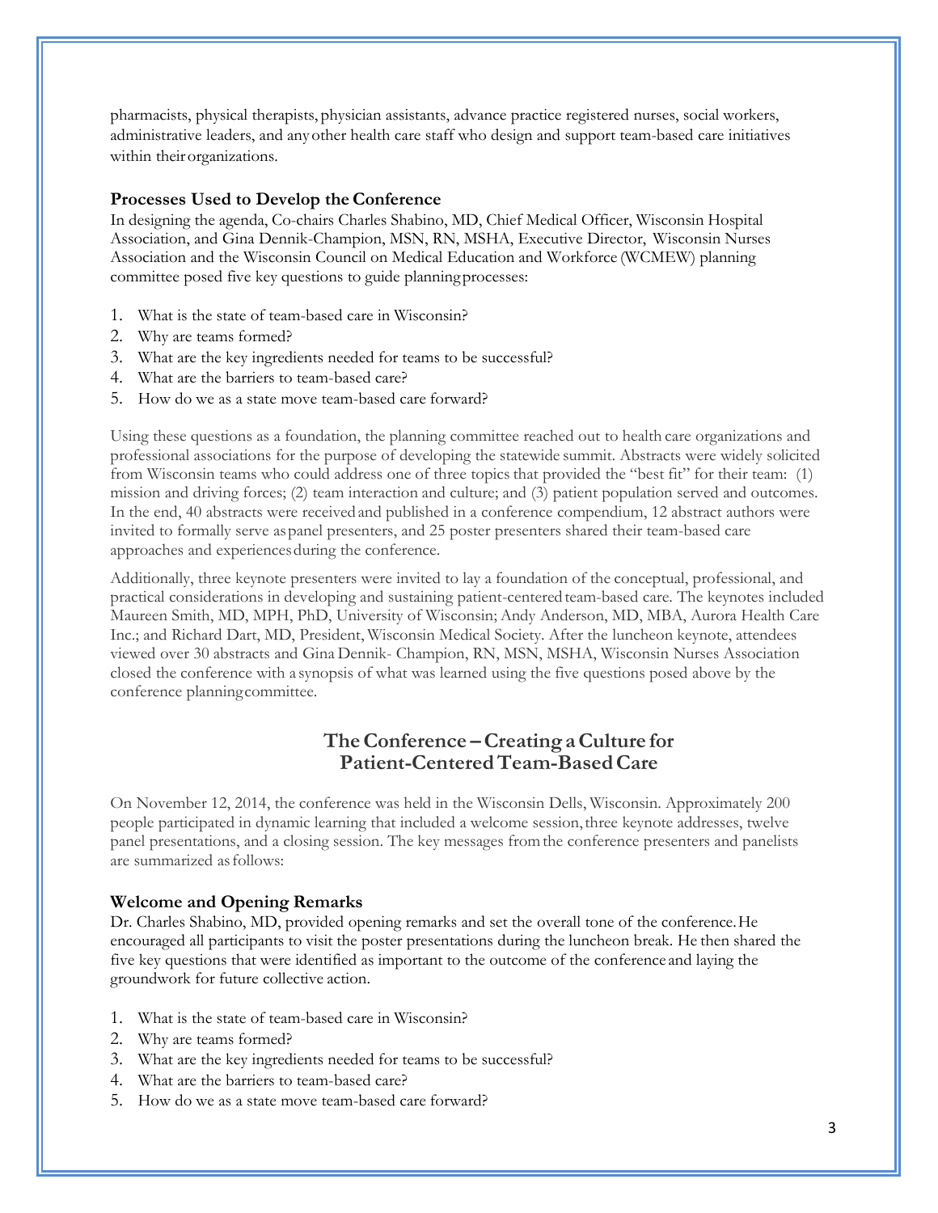pharmacists, physical therapists, physician assistants, advance practice registered nurses, social workers, administrative leaders, and any other health care staff who design and support team-based care initiatives within their organizations.

### Processes Used to Develop the Conference

In designing the agenda, Co-chairs Charles Shabino, MD, Chief Medical Officer, Wisconsin Hospital Association, and Gina Dennik-Champion, MSN, RN, MSHA, Executive Director, Wisconsin Nurses Association and the Wisconsin Council on Medical Education and Workforce (WCMEW) planning committee posed five key questions to guide planning processes:

1. What is the state of team-based care in Wisconsin?
2. Why are teams formed?
3. What are the key ingredients needed for teams to be successful?
4. What are the barriers to team-based care?
5. How do we as a state move team-based care forward?

Using these questions as a foundation, the planning committee reached out to health care organizations and professional associations for the purpose of developing the statewide summit. Abstracts were widely solicited from Wisconsin teams who could address one of three topics that provided the "best fit" for their team: (1) mission and driving forces; (2) team interaction and culture; and (3) patient population served and outcomes. In the end, 40 abstracts were received and published in a conference compendium, 12 abstract authors were invited to formally serve as panel presenters, and 25 poster presenters shared their team-based care approaches and experiences during the conference.

Additionally, three keynote presenters were invited to lay a foundation of the conceptual, professional, and practical considerations in developing and sustaining patient-centered team-based care. The keynotes included Maureen Smith, MD, MPH, PhD, University of Wisconsin; Andy Anderson, MD, MBA, Aurora Health Care Inc.; and Richard Dart, MD, President, Wisconsin Medical Society. After the luncheon keynote, attendees viewed over 30 abstracts and Gina Dennik- Champion, RN, MSN, MSHA, Wisconsin Nurses Association closed the conference with a synopsis of what was learned using the five questions posed above by the conference planning committee.

## The Conference – Creating a Culture for Patient-Centered Team-Based Care

On November 12, 2014, the conference was held in the Wisconsin Dells, Wisconsin. Approximately 200 people participated in dynamic learning that included a welcome session, three keynote addresses, twelve panel presentations, and a closing session. The key messages from the conference presenters and panelists are summarized as follows:

### Welcome and Opening Remarks

Dr. Charles Shabino, MD, provided opening remarks and set the overall tone of the conference. He encouraged all participants to visit the poster presentations during the luncheon break. He then shared the five key questions that were identified as important to the outcome of the conference and laying the groundwork for future collective action.

1. What is the state of team-based care in Wisconsin?
2. Why are teams formed?
3. What are the key ingredients needed for teams to be successful?
4. What are the barriers to team-based care?
5. How do we as a state move team-based care forward?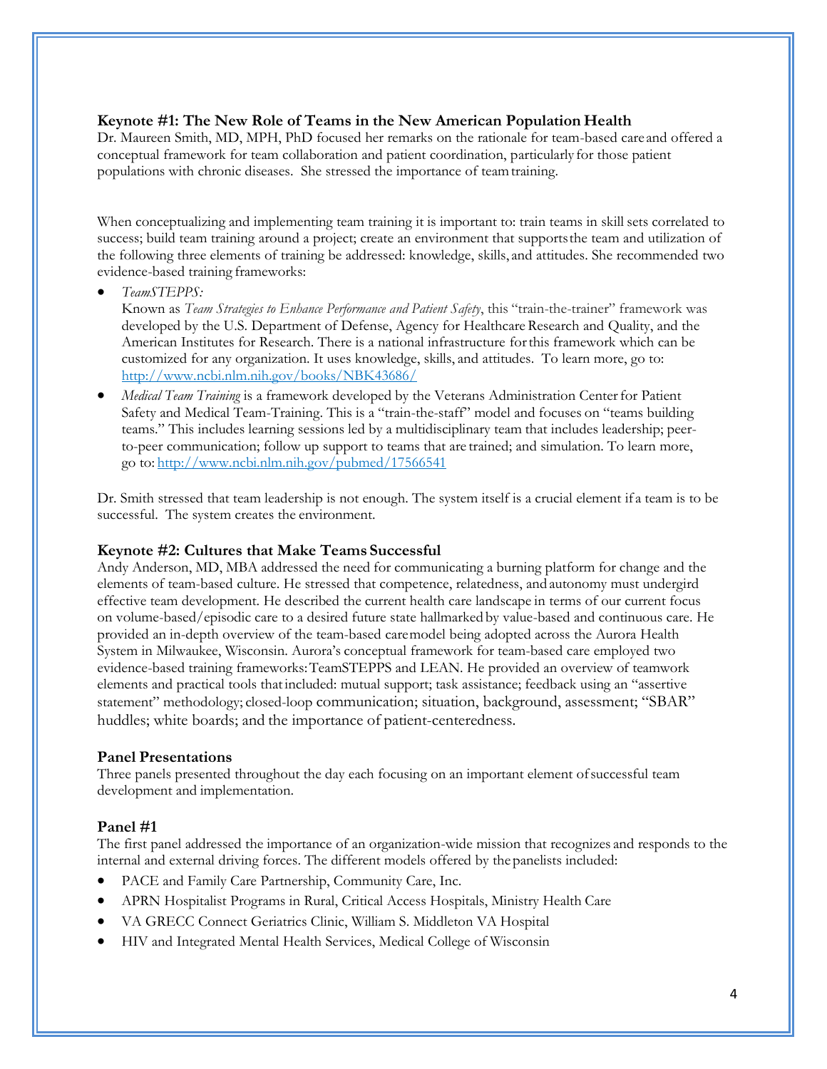### Keynote #1: The New Role of Teams in the New American Population Health

Dr. Maureen Smith, MD, MPH, PhD focused her remarks on the rationale for team-based care and offered a conceptual framework for team collaboration and patient coordination, particularly for those patient populations with chronic diseases. She stressed the importance of team training.

When conceptualizing and implementing team training it is important to: train teams in skill sets correlated to success; build team training around a project; create an environment that supports the team and utilization of the following three elements of training be addressed: knowledge, skills, and attitudes. She recommended two evidence-based training frameworks:

- *TeamSTEPPS:*
  Known as *Team Strategies to Enhance Performance and Patient Safety*, this "train-the-trainer" framework was developed by the U.S. Department of Defense, Agency for Healthcare Research and Quality, and the American Institutes for Research. There is a national infrastructure for this framework which can be customized for any organization. It uses knowledge, skills, and attitudes. To learn more, go to: http://www.ncbi.nlm.nih.gov/books/NBK43686/
- *Medical Team Training* is a framework developed by the Veterans Administration Center for Patient Safety and Medical Team-Training. This is a "train-the-staff" model and focuses on "teams building teams." This includes learning sessions led by a multidisciplinary team that includes leadership; peer-to-peer communication; follow up support to teams that are trained; and simulation. To learn more, go to: http://www.ncbi.nlm.nih.gov/pubmed/17566541

Dr. Smith stressed that team leadership is not enough. The system itself is a crucial element if a team is to be successful. The system creates the environment.

### Keynote #2: Cultures that Make Teams Successful

Andy Anderson, MD, MBA addressed the need for communicating a burning platform for change and the elements of team-based culture. He stressed that competence, relatedness, and autonomy must undergird effective team development. He described the current health care landscape in terms of our current focus on volume-based/episodic care to a desired future state hallmarked by value-based and continuous care. He provided an in-depth overview of the team-based care model being adopted across the Aurora Health System in Milwaukee, Wisconsin. Aurora's conceptual framework for team-based care employed two evidence-based training frameworks: TeamSTEPPS and LEAN. He provided an overview of teamwork elements and practical tools that included: mutual support; task assistance; feedback using an "assertive statement" methodology; closed-loop communication; situation, background, assessment; "SBAR" huddles; white boards; and the importance of patient-centeredness.

### Panel Presentations

Three panels presented throughout the day each focusing on an important element of successful team development and implementation.

### Panel #1

The first panel addressed the importance of an organization-wide mission that recognizes and responds to the internal and external driving forces. The different models offered by the panelists included:

- PACE and Family Care Partnership, Community Care, Inc.
- APRN Hospitalist Programs in Rural, Critical Access Hospitals, Ministry Health Care
- VA GRECC Connect Geriatrics Clinic, William S. Middleton VA Hospital
- HIV and Integrated Mental Health Services, Medical College of Wisconsin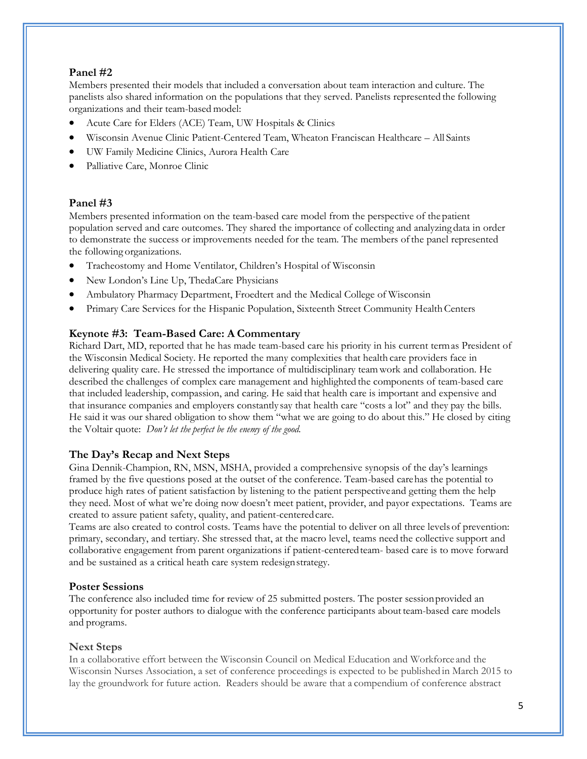### Panel #2

Members presented their models that included a conversation about team interaction and culture. The panelists also shared information on the populations that they served. Panelists represented the following organizations and their team-based model:

- Acute Care for Elders (ACE) Team, UW Hospitals & Clinics
- Wisconsin Avenue Clinic Patient-Centered Team, Wheaton Franciscan Healthcare – All Saints
- UW Family Medicine Clinics, Aurora Health Care
- Palliative Care, Monroe Clinic

### Panel #3

Members presented information on the team-based care model from the perspective of the patient population served and care outcomes. They shared the importance of collecting and analyzing data in order to demonstrate the success or improvements needed for the team. The members of the panel represented the following organizations.

- Tracheostomy and Home Ventilator, Children's Hospital of Wisconsin
- New London's Line Up, ThedaCare Physicians
- Ambulatory Pharmacy Department, Froedtert and the Medical College of Wisconsin
- Primary Care Services for the Hispanic Population, Sixteenth Street Community Health Centers

### Keynote #3: Team-Based Care: A Commentary

Richard Dart, MD, reported that he has made team-based care his priority in his current term as President of the Wisconsin Medical Society. He reported the many complexities that health care providers face in delivering quality care. He stressed the importance of multidisciplinary team work and collaboration. He described the challenges of complex care management and highlighted the components of team-based care that included leadership, compassion, and caring. He said that health care is important and expensive and that insurance companies and employers constantly say that health care "costs a lot" and they pay the bills. He said it was our shared obligation to show them "what we are going to do about this." He closed by citing the Voltair quote: *Don't let the perfect be the enemy of the good.*

### The Day's Recap and Next Steps

Gina Dennik-Champion, RN, MSN, MSHA, provided a comprehensive synopsis of the day's learnings framed by the five questions posed at the outset of the conference. Team-based care has the potential to produce high rates of patient satisfaction by listening to the patient perspective and getting them the help they need. Most of what we're doing now doesn't meet patient, provider, and payor expectations. Teams are created to assure patient safety, quality, and patient-centered care.

Teams are also created to control costs. Teams have the potential to deliver on all three levels of prevention: primary, secondary, and tertiary. She stressed that, at the macro level, teams need the collective support and collaborative engagement from parent organizations if patient-centered team- based care is to move forward and be sustained as a critical heath care system redesign strategy.

### Poster Sessions

The conference also included time for review of 25 submitted posters. The poster session provided an opportunity for poster authors to dialogue with the conference participants about team-based care models and programs.

### Next Steps

In a collaborative effort between the Wisconsin Council on Medical Education and Workforce and the Wisconsin Nurses Association, a set of conference proceedings is expected to be published in March 2015 to lay the groundwork for future action. Readers should be aware that a compendium of conference abstract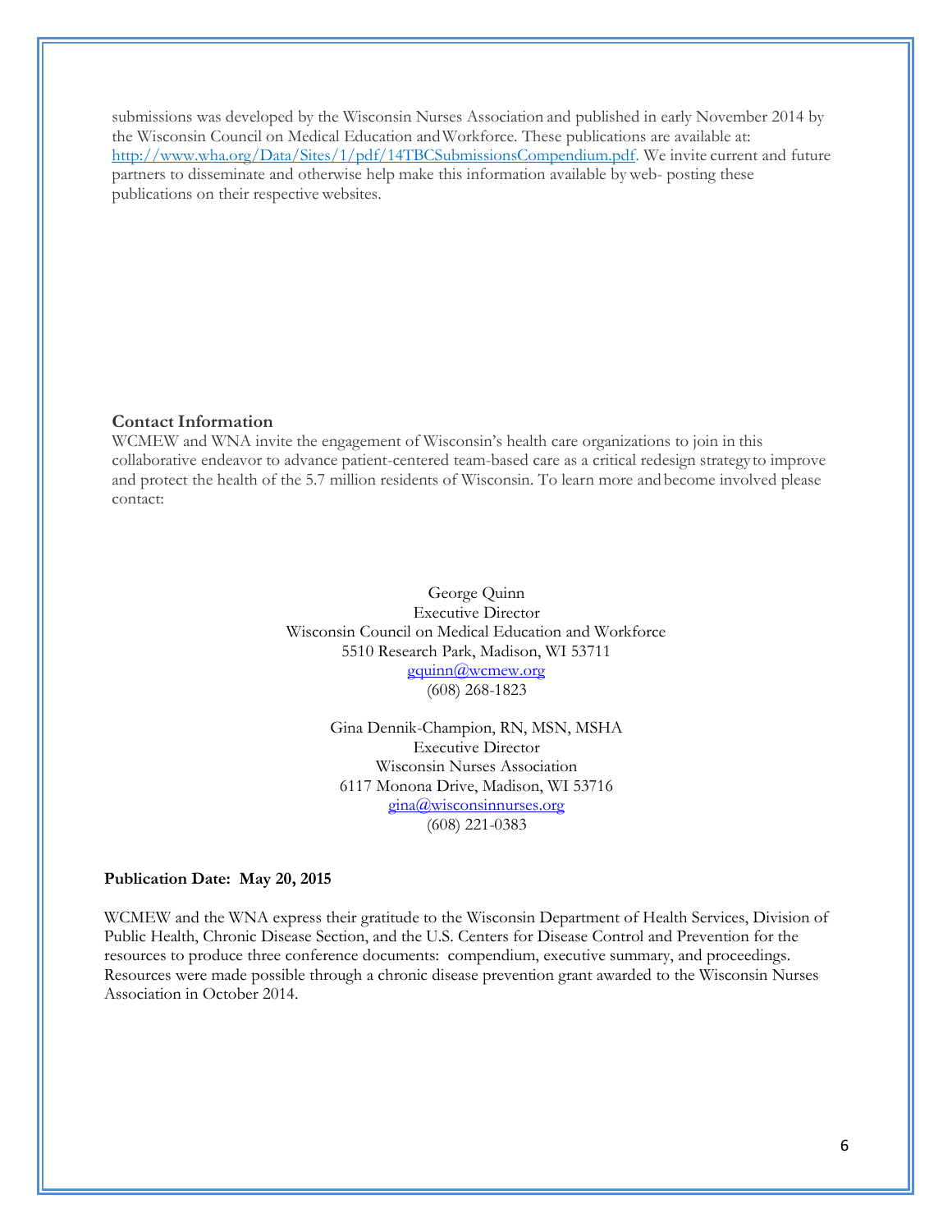submissions was developed by the Wisconsin Nurses Association and published in early November 2014 by the Wisconsin Council on Medical Education and Workforce. These publications are available at: http://www.wha.org/Data/Sites/1/pdf/14TBCSubmissionsCompendium.pdf. We invite current and future partners to disseminate and otherwise help make this information available by web- posting these publications on their respective websites.

## Contact Information

WCMEW and WNA invite the engagement of Wisconsin's health care organizations to join in this collaborative endeavor to advance patient-centered team-based care as a critical redesign strategy to improve and protect the health of the 5.7 million residents of Wisconsin. To learn more and become involved please contact:

George Quinn
Executive Director
Wisconsin Council on Medical Education and Workforce
5510 Research Park, Madison, WI 53711
gquinn@wcmew.org
(608) 268-1823

Gina Dennik-Champion, RN, MSN, MSHA
Executive Director
Wisconsin Nurses Association
6117 Monona Drive, Madison, WI 53716
gina@wisconsinnurses.org
(608) 221-0383

**Publication Date: May 20, 2015**

WCMEW and the WNA express their gratitude to the Wisconsin Department of Health Services, Division of Public Health, Chronic Disease Section, and the U.S. Centers for Disease Control and Prevention for the resources to produce three conference documents: compendium, executive summary, and proceedings. Resources were made possible through a chronic disease prevention grant awarded to the Wisconsin Nurses Association in October 2014.